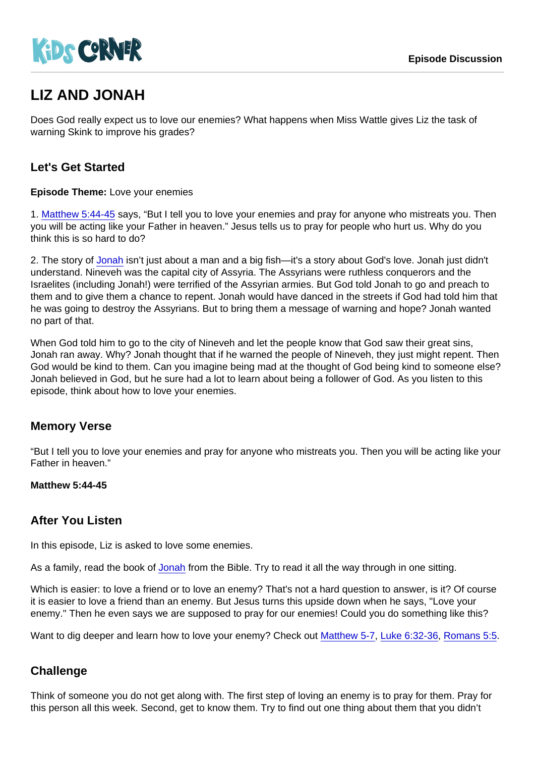# LIZ AND JONAH

Does God really expect us to love our enemies? What happens when Miss Wattle gives Liz the task of warning Skink to improve his grades?

## Let's Get Started

**Episode Theme:** Love your enemies

1. Matthew 5:44-45 says, “But I tell you to love your enemies and pray for anyone who mistreats you. Then you will be acting like your Father in heaven.” Jesus tells us to pray for people who hurt us. Why do you think this is so hard to do?

2. The story of Jonah isn’t just about a man and a big fish—it's a story about God's love. Jonah just didn't understand. Nineveh was the capital city of Assyria. The Assyrians were ruthless conquerors and the Israelites (including Jonah!) were terrified of the Assyrian armies. But God told Jonah to go and preach to them and to give them a chance to repent. Jonah would have danced in the streets if God had told him that he was going to destroy the Assyrians. But to bring them a message of warning and hope? Jonah wanted no part of that.

When God told him to go to the city of Nineveh and let the people know that God saw their great sins, Jonah ran away. Why? Jonah thought that if he warned the people of Nineveh, they just might repent. Then God would be kind to them. Can you imagine being mad at the thought of God being kind to someone else? Jonah believed in God, but he sure had a lot to learn about being a follower of God. As you listen to this episode, think about how to love your enemies.

## Memory Verse

“But I tell you to love your enemies and pray for anyone who mistreats you. Then you will be acting like your Father in heaven.”

**Matthew 5:44-45**

## After You Listen

In this episode, Liz is asked to love some enemies.

As a family, read the book of Jonah from the Bible. Try to read it all the way through in one sitting.

Which is easier: to love a friend or to love an enemy? That's not a hard question to answer, is it? Of course it is easier to love a friend than an enemy. But Jesus turns this upside down when he says, "Love your enemy." Then he even says we are supposed to pray for our enemies! Could you do something like this?

Want to dig deeper and learn how to love your enemy? Check out Matthew 5-7, Luke 6:32-36, Romans 5:5.

## Challenge

Think of someone you do not get along with. The first step of loving an enemy is to pray for them. Pray for this person all this week. Second, get to know them. Try to find out one thing about them that you didn’t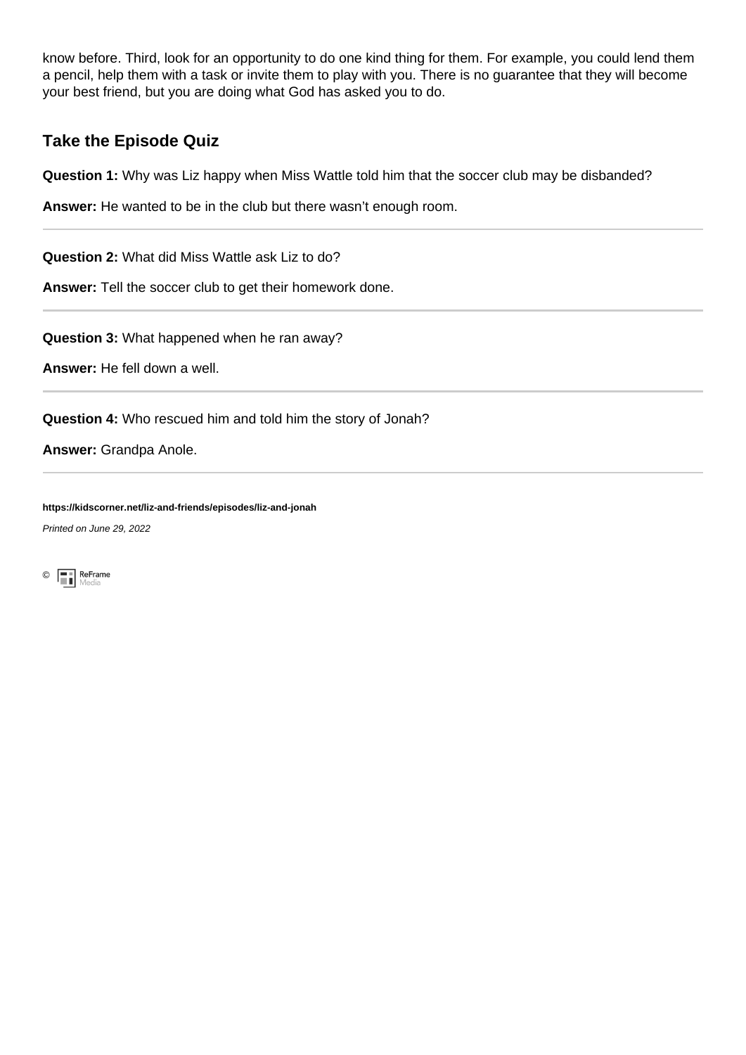know before. Third, look for an opportunity to do one kind thing for them. For example, you could lend them a pencil, help them with a task or invite them to play with you. There is no guarantee that they will become your best friend, but you are doing what God has asked you to do.

## Take the Episode Quiz

**Question 1:** Why was Liz happy when Miss Wattle told him that the soccer club may be disbanded?

**Answer:** He wanted to be in the club but there wasn't enough room.

---

**Question 2:** What did Miss Wattle ask Liz to do?

**Answer:** Tell the soccer club to get their homework done.

---

**Question 3:** What happened when he ran away?

**Answer:** He fell down a well.

---

**Question 4:** Who rescued him and told him the story of Jonah?

**Answer:** Grandpa Anole.

---

**https://kidscorner.net/liz-and-friends/episodes/liz-and-jonah**

*Printed on June 29, 2022*

© ReFrame Media